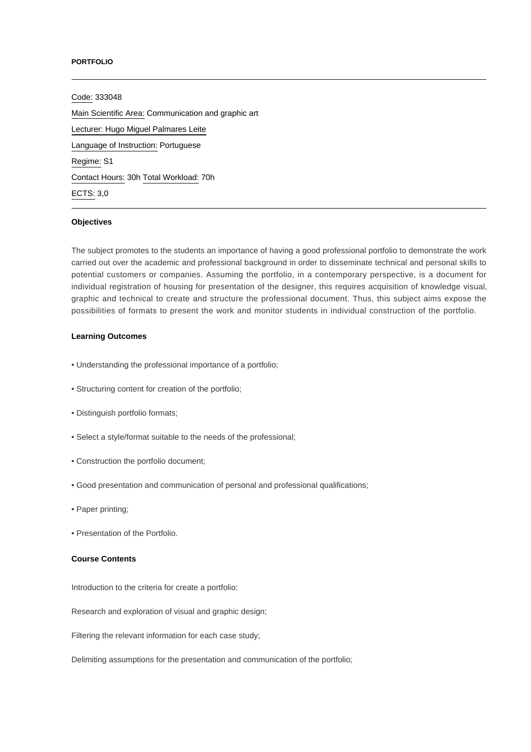**PORTFOLIO**

---

Code: 333048

Main Scientific Area: Communication and graphic art

Lecturer: Hugo Miguel Palmares Leite

Language of Instruction: Portuguese

Regime: S1

Contact Hours: 30h Total Workload: 70h

ECTS: 3,0

---

**Objectives**

The subject promotes to the students an importance of having a good professional portfolio to demonstrate the work carried out over the academic and professional background in order to disseminate technical and personal skills to potential customers or companies. Assuming the portfolio, in a contemporary perspective, is a document for individual registration of housing for presentation of the designer, this requires acquisition of knowledge visual, graphic and technical to create and structure the professional document. Thus, this subject aims expose the possibilities of formats to present the work and monitor students in individual construction of the portfolio.

**Learning Outcomes**

• Understanding the professional importance of a portfolio;

• Structuring content for creation of the portfolio;

• Distinguish portfolio formats;

• Select a style/format suitable to the needs of the professional;

• Construction the portfolio document;

• Good presentation and communication of personal and professional qualifications;

• Paper printing;

• Presentation of the Portfolio.

**Course Contents**

Introduction to the criteria for create a portfolio:

Research and exploration of visual and graphic design;

Filtering the relevant information for each case study;

Delimiting assumptions for the presentation and communication of the portfolio;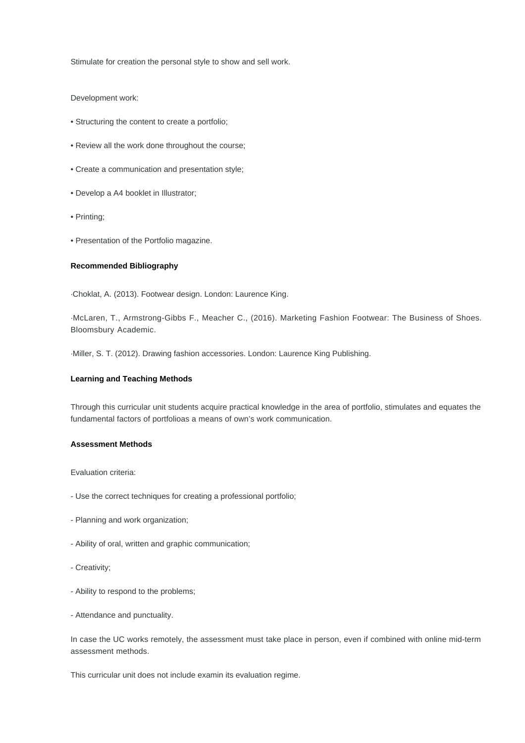Stimulate for creation the personal style to show and sell work.

Development work:

- Structuring the content to create a portfolio;
- Review all the work done throughout the course;
- Create a communication and presentation style;
- Develop a A4 booklet in Illustrator;
- Printing;
- Presentation of the Portfolio magazine.

**Recommended Bibliography**

·Choklat, A. (2013). Footwear design. London: Laurence King.

·McLaren, T., Armstrong-Gibbs F., Meacher C., (2016). Marketing Fashion Footwear: The Business of Shoes. Bloomsbury Academic.

·Miller, S. T. (2012). Drawing fashion accessories. London: Laurence King Publishing.

**Learning and Teaching Methods**

Through this curricular unit students acquire practical knowledge in the area of portfolio, stimulates and equates the fundamental factors of portfolioas a means of own's work communication.

**Assessment Methods**

Evaluation criteria:

- Use the correct techniques for creating a professional portfolio;
- Planning and work organization;
- Ability of oral, written and graphic communication;
- Creativity;
- Ability to respond to the problems;
- Attendance and punctuality.

In case the UC works remotely, the assessment must take place in person, even if combined with online mid-term assessment methods.

This curricular unit does not include examin its evaluation regime.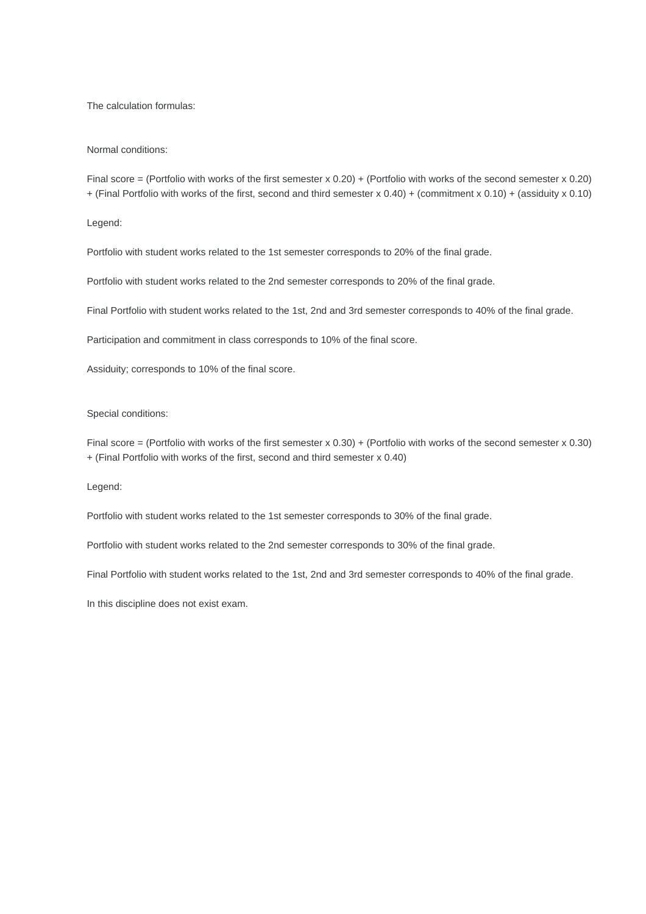The calculation formulas:

Normal conditions:

Final score = (Portfolio with works of the first semester x 0.20) + (Portfolio with works of the second semester x 0.20) + (Final Portfolio with works of the first, second and third semester x 0.40) + (commitment x 0.10) + (assiduity x 0.10)

Legend:

Portfolio with student works related to the 1st semester corresponds to 20% of the final grade.

Portfolio with student works related to the 2nd semester corresponds to 20% of the final grade.

Final Portfolio with student works related to the 1st, 2nd and 3rd semester corresponds to 40% of the final grade.

Participation and commitment in class corresponds to 10% of the final score.

Assiduity; corresponds to 10% of the final score.

Special conditions:

Final score = (Portfolio with works of the first semester x 0.30) + (Portfolio with works of the second semester x 0.30) + (Final Portfolio with works of the first, second and third semester x 0.40)

Legend:

Portfolio with student works related to the 1st semester corresponds to 30% of the final grade.

Portfolio with student works related to the 2nd semester corresponds to 30% of the final grade.

Final Portfolio with student works related to the 1st, 2nd and 3rd semester corresponds to 40% of the final grade.

In this discipline does not exist exam.